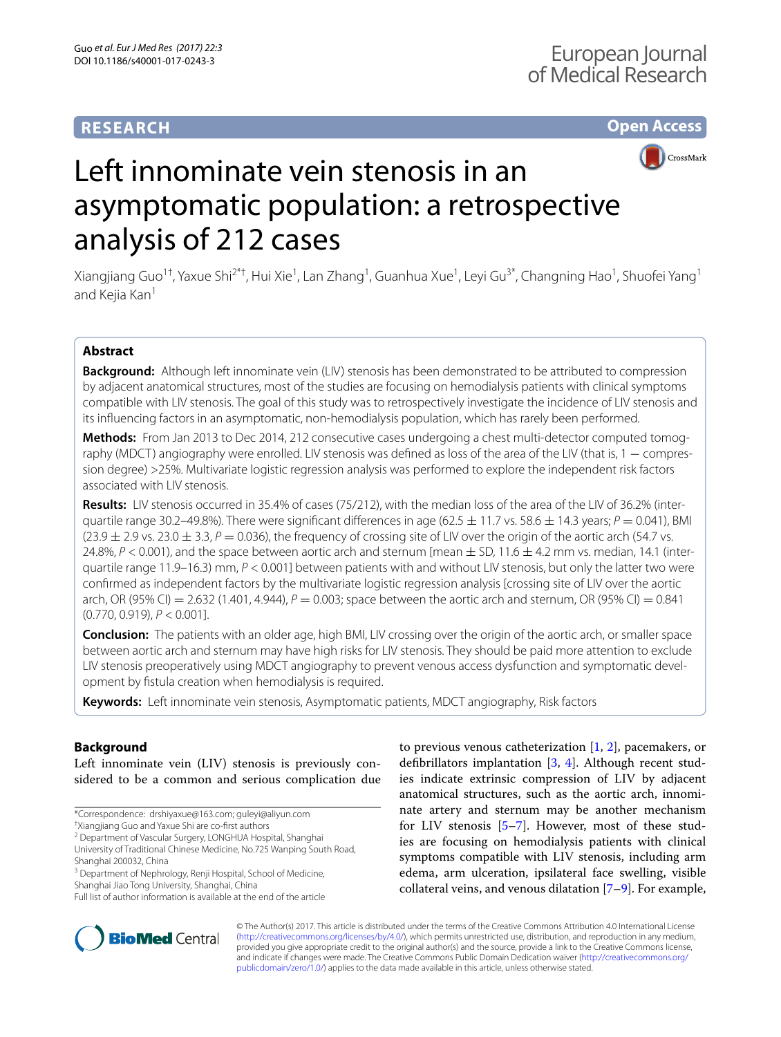**RESEARCH**

**Open Access**

# Left innominate vein stenosis in an asymptomatic population: a retrospective analysis of 212 cases

Xiangjiang Guo[1†], Yaxue Shi[2*†], Hui Xie[1], Lan Zhang[1], Guanhua Xue[1], Leyi Gu[3*], Changning Hao[1], Shuofei Yang[1] and Kejia Kan[1]

## Abstract

**Background:** Although left innominate vein (LIV) stenosis has been demonstrated to be attributed to compression by adjacent anatomical structures, most of the studies are focusing on hemodialysis patients with clinical symptoms compatible with LIV stenosis. The goal of this study was to retrospectively investigate the incidence of LIV stenosis and its influencing factors in an asymptomatic, non-hemodialysis population, which has rarely been performed.

**Methods:** From Jan 2013 to Dec 2014, 212 consecutive cases undergoing a chest multi-detector computed tomography (MDCT) angiography were enrolled. LIV stenosis was defined as loss of the area of the LIV (that is, 1 − compression degree) >25%. Multivariate logistic regression analysis was performed to explore the independent risk factors associated with LIV stenosis.

**Results:** LIV stenosis occurred in 35.4% of cases (75/212), with the median loss of the area of the LIV of 36.2% (interquartile range 30.2–49.8%). There were significant differences in age (62.5 ± 11.7 vs. 58.6 ± 14.3 years; $P = 0.041$), BMI (23.9 ± 2.9 vs. 23.0 ± 3.3, $P = 0.036$), the frequency of crossing site of LIV over the origin of the aortic arch (54.7 vs. 24.8%, $P < 0.001$), and the space between aortic arch and sternum [mean ± SD, 11.6 ± 4.2 mm vs. median, 14.1 (interquartile range 11.9–16.3) mm, $P < 0.001$] between patients with and without LIV stenosis, but only the latter two were confirmed as independent factors by the multivariate logistic regression analysis [crossing site of LIV over the aortic arch, OR (95% CI) = 2.632 (1.401, 4.944), $P = 0.003$; space between the aortic arch and sternum, OR (95% CI) = 0.841 (0.770, 0.919), $P < 0.001$].

**Conclusion:** The patients with an older age, high BMI, LIV crossing over the origin of the aortic arch, or smaller space between aortic arch and sternum may have high risks for LIV stenosis. They should be paid more attention to exclude LIV stenosis preoperatively using MDCT angiography to prevent venous access dysfunction and symptomatic development by fistula creation when hemodialysis is required.

**Keywords:** Left innominate vein stenosis, Asymptomatic patients, MDCT angiography, Risk factors

## Background

Left innominate vein (LIV) stenosis is previously considered to be a common and serious complication due to previous venous catheterization [1, 2], pacemakers, or defibrillators implantation [3, 4]. Although recent studies indicate extrinsic compression of LIV by adjacent anatomical structures, such as the aortic arch, innominate artery and sternum may be another mechanism for LIV stenosis [5–7]. However, most of these studies are focusing on hemodialysis patients with clinical symptoms compatible with LIV stenosis, including arm edema, arm ulceration, ipsilateral face swelling, visible collateral veins, and venous dilatation [7–9]. For example,

*Correspondence: drshiyaxue@163.com; guleyi@aliyun.com
†Xiangjiang Guo and Yaxue Shi are co-first authors
[2] Department of Vascular Surgery, LONGHUA Hospital, Shanghai University of Traditional Chinese Medicine, No.725 Wanping South Road, Shanghai 200032, China
[3] Department of Nephrology, Renji Hospital, School of Medicine, Shanghai Jiao Tong University, Shanghai, China
Full list of author information is available at the end of the article

© The Author(s) 2017. This article is distributed under the terms of the Creative Commons Attribution 4.0 International License (http://creativecommons.org/licenses/by/4.0/), which permits unrestricted use, distribution, and reproduction in any medium, provided you give appropriate credit to the original author(s) and the source, provide a link to the Creative Commons license, and indicate if changes were made. The Creative Commons Public Domain Dedication waiver (http://creativecommons.org/publicdomain/zero/1.0/) applies to the data made available in this article, unless otherwise stated.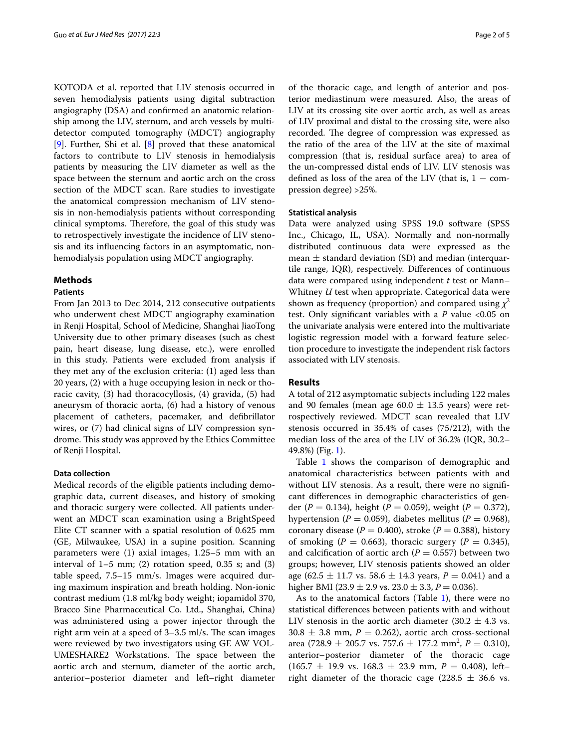KOTODA et al. reported that LIV stenosis occurred in seven hemodialysis patients using digital subtraction angiography (DSA) and confirmed an anatomic relationship among the LIV, sternum, and arch vessels by multidetector computed tomography (MDCT) angiography [9]. Further, Shi et al. [8] proved that these anatomical factors to contribute to LIV stenosis in hemodialysis patients by measuring the LIV diameter as well as the space between the sternum and aortic arch on the cross section of the MDCT scan. Rare studies to investigate the anatomical compression mechanism of LIV stenosis in non-hemodialysis patients without corresponding clinical symptoms. Therefore, the goal of this study was to retrospectively investigate the incidence of LIV stenosis and its influencing factors in an asymptomatic, non-hemodialysis population using MDCT angiography.

## Methods

### Patients

From Jan 2013 to Dec 2014, 212 consecutive outpatients who underwent chest MDCT angiography examination in Renji Hospital, School of Medicine, Shanghai JiaoTong University due to other primary diseases (such as chest pain, heart disease, lung disease, etc.), were enrolled in this study. Patients were excluded from analysis if they met any of the exclusion criteria: (1) aged less than 20 years, (2) with a huge occupying lesion in neck or thoracic cavity, (3) had thoracocyllosis, (4) gravida, (5) had aneurysm of thoracic aorta, (6) had a history of venous placement of catheters, pacemaker, and defibrillator wires, or (7) had clinical signs of LIV compression syndrome. This study was approved by the Ethics Committee of Renji Hospital.

#### Data collection

Medical records of the eligible patients including demographic data, current diseases, and history of smoking and thoracic surgery were collected. All patients underwent an MDCT scan examination using a BrightSpeed Elite CT scanner with a spatial resolution of 0.625 mm (GE, Milwaukee, USA) in a supine position. Scanning parameters were (1) axial images, 1.25–5 mm with an interval of 1–5 mm; (2) rotation speed, 0.35 s; and (3) table speed, 7.5–15 mm/s. Images were acquired during maximum inspiration and breath holding. Non-ionic contrast medium (1.8 ml/kg body weight; iopamidol 370, Bracco Sine Pharmaceutical Co. Ltd., Shanghai, China) was administered using a power injector through the right arm vein at a speed of 3–3.5 ml/s. The scan images were reviewed by two investigators using GE AW VOLUMESHARE2 Workstations. The space between the aortic arch and sternum, diameter of the aortic arch, anterior–posterior diameter and left–right diameter of the thoracic cage, and length of anterior and posterior mediastinum were measured. Also, the areas of LIV at its crossing site over aortic arch, as well as areas of LIV proximal and distal to the crossing site, were also recorded. The degree of compression was expressed as the ratio of the area of the LIV at the site of maximal compression (that is, residual surface area) to area of the un-compressed distal ends of LIV. LIV stenosis was defined as loss of the area of the LIV (that is, 1 − compression degree) >25%.

#### Statistical analysis

Data were analyzed using SPSS 19.0 software (SPSS Inc., Chicago, IL, USA). Normally and non-normally distributed continuous data were expressed as the mean ± standard deviation (SD) and median (interquartile range, IQR), respectively. Differences of continuous data were compared using independent *t* test or Mann–Whitney *U* test when appropriate. Categorical data were shown as frequency (proportion) and compared using $\chi^2$ test. Only significant variables with a *P* value <0.05 on the univariate analysis were entered into the multivariate logistic regression model with a forward feature selection procedure to investigate the independent risk factors associated with LIV stenosis.

## Results

A total of 212 asymptomatic subjects including 122 males and 90 females (mean age 60.0 ± 13.5 years) were retrospectively reviewed. MDCT scan revealed that LIV stenosis occurred in 35.4% of cases (75/212), with the median loss of the area of the LIV of 36.2% (IQR, 30.2–49.8%) (Fig. 1).

Table 1 shows the comparison of demographic and anatomical characteristics between patients with and without LIV stenosis. As a result, there were no significant differences in demographic characteristics of gender ($P = 0.134$), height ($P = 0.059$), weight ($P = 0.372$), hypertension ($P = 0.059$), diabetes mellitus ($P = 0.968$), coronary disease ($P = 0.400$), stroke ($P = 0.388$), history of smoking ($P = 0.663$), thoracic surgery ($P = 0.345$), and calcification of aortic arch ($P = 0.557$) between two groups; however, LIV stenosis patients showed an older age (62.5 ± 11.7 vs. 58.6 ± 14.3 years, $P = 0.041$) and a higher BMI (23.9 ± 2.9 vs. 23.0 ± 3.3, $P = 0.036$).

As to the anatomical factors (Table 1), there were no statistical differences between patients with and without LIV stenosis in the aortic arch diameter (30.2 ± 4.3 vs. 30.8 ± 3.8 mm, $P = 0.262$), aortic arch cross-sectional area (728.9 ± 205.7 vs. 757.6 ± 177.2 mm$^2$, $P = 0.310$), anterior–posterior diameter of the thoracic cage (165.7 ± 19.9 vs. 168.3 ± 23.9 mm, $P = 0.408$), left–right diameter of the thoracic cage (228.5 ± 36.6 vs.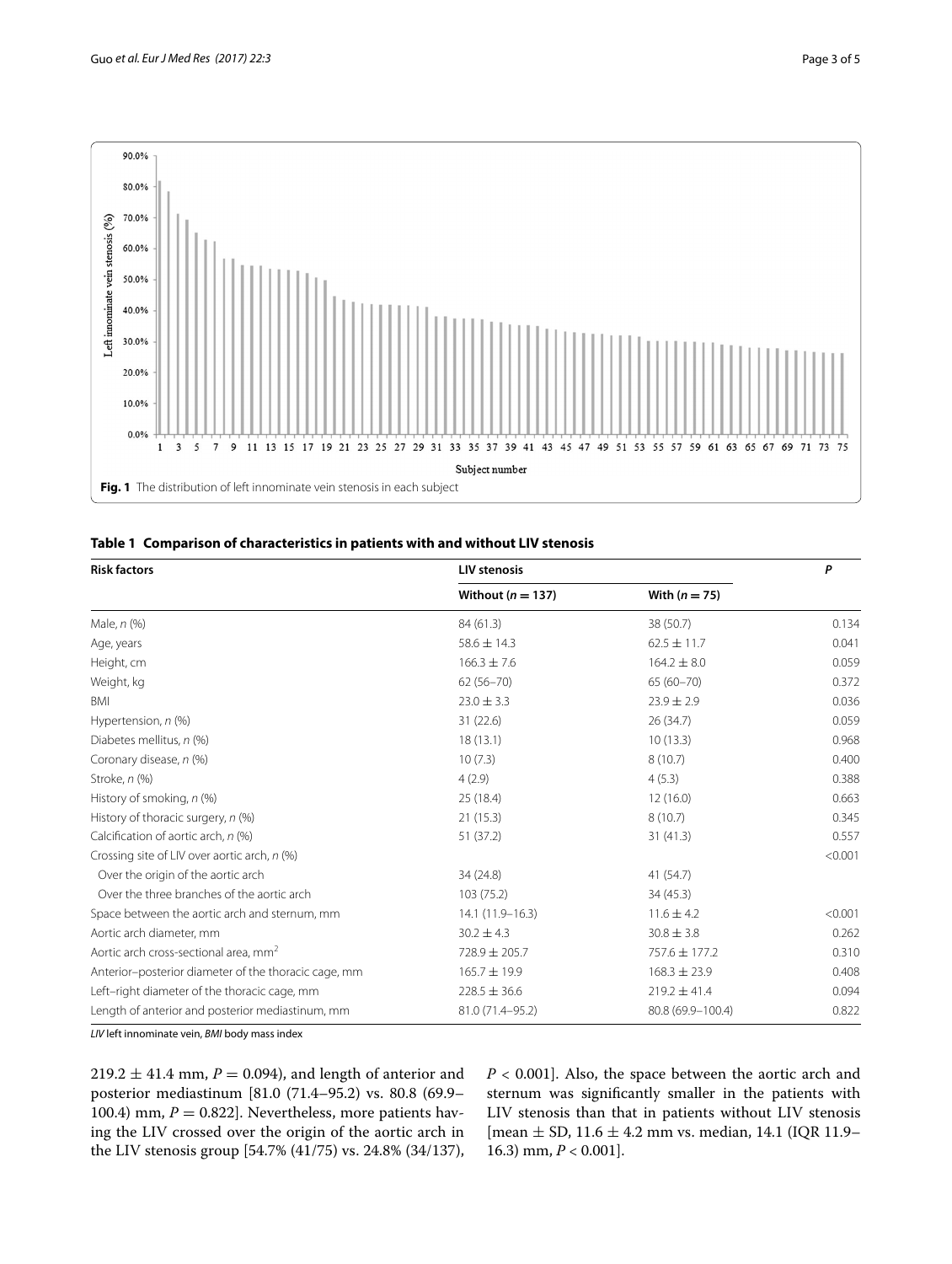**Fig. 1** The distribution of left innominate vein stenosis in each subject

**Table 1 Comparison of characteristics in patients with and without LIV stenosis**

| Risk factors | LIV stenosis | | *P* |
|---|---|---|---|
| | Without ($n = 137$) | With ($n = 75$) | |
| Male, *n* (%) | 84 (61.3) | 38 (50.7) | 0.134 |
| Age, years | 58.6 ± 14.3 | 62.5 ± 11.7 | 0.041 |
| Height, cm | 166.3 ± 7.6 | 164.2 ± 8.0 | 0.059 |
| Weight, kg | 62 (56–70) | 65 (60–70) | 0.372 |
| BMI | 23.0 ± 3.3 | 23.9 ± 2.9 | 0.036 |
| Hypertension, *n* (%) | 31 (22.6) | 26 (34.7) | 0.059 |
| Diabetes mellitus, *n* (%) | 18 (13.1) | 10 (13.3) | 0.968 |
| Coronary disease, *n* (%) | 10 (7.3) | 8 (10.7) | 0.400 |
| Stroke, *n* (%) | 4 (2.9) | 4 (5.3) | 0.388 |
| History of smoking, *n* (%) | 25 (18.4) | 12 (16.0) | 0.663 |
| History of thoracic surgery, *n* (%) | 21 (15.3) | 8 (10.7) | 0.345 |
| Calcification of aortic arch, *n* (%) | 51 (37.2) | 31 (41.3) | 0.557 |
| Crossing site of LIV over aortic arch, *n* (%) | | | <0.001 |
| Over the origin of the aortic arch | 34 (24.8) | 41 (54.7) | |
| Over the three branches of the aortic arch | 103 (75.2) | 34 (45.3) | |
| Space between the aortic arch and sternum, mm | 14.1 (11.9–16.3) | 11.6 ± 4.2 | <0.001 |
| Aortic arch diameter, mm | 30.2 ± 4.3 | 30.8 ± 3.8 | 0.262 |
| Aortic arch cross-sectional area, mm$^2$ | 728.9 ± 205.7 | 757.6 ± 177.2 | 0.310 |
| Anterior–posterior diameter of the thoracic cage, mm | 165.7 ± 19.9 | 168.3 ± 23.9 | 0.408 |
| Left–right diameter of the thoracic cage, mm | 228.5 ± 36.6 | 219.2 ± 41.4 | 0.094 |
| Length of anterior and posterior mediastinum, mm | 81.0 (71.4–95.2) | 80.8 (69.9–100.4) | 0.822 |

*LIV* left innominate vein, *BMI* body mass index

219.2 ± 41.4 mm, $P = 0.094$), and length of anterior and posterior mediastinum [81.0 (71.4–95.2) vs. 80.8 (69.9–100.4) mm, $P = 0.822$]. Nevertheless, more patients having the LIV crossed over the origin of the aortic arch in the LIV stenosis group [54.7% (41/75) vs. 24.8% (34/137), $P < 0.001$]. Also, the space between the aortic arch and sternum was significantly smaller in the patients with LIV stenosis than that in patients without LIV stenosis [mean ± SD, 11.6 ± 4.2 mm vs. median, 14.1 (IQR 11.9–16.3) mm, $P < 0.001$].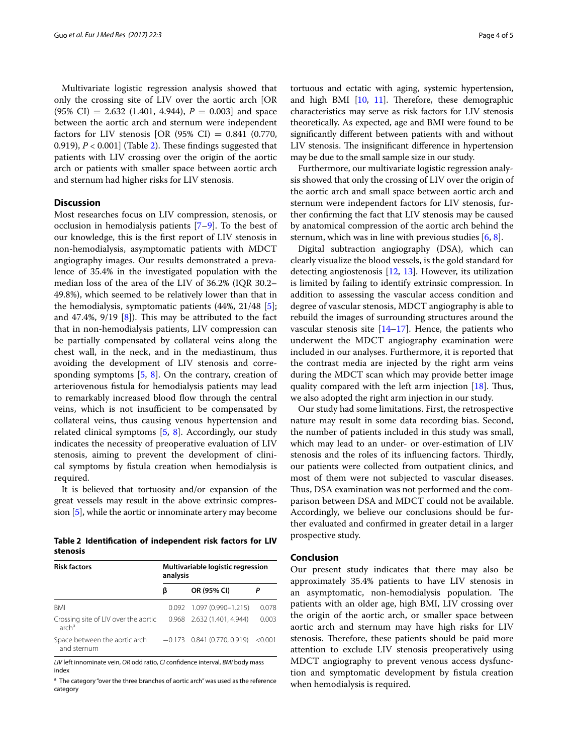Multivariate logistic regression analysis showed that only the crossing site of LIV over the aortic arch [OR (95% CI) = 2.632 (1.401, 4.944), $P = 0.003$] and space between the aortic arch and sternum were independent factors for LIV stenosis [OR (95% CI) = 0.841 (0.770, 0.919), $P < 0.001$] (Table 2). These findings suggested that patients with LIV crossing over the origin of the aortic arch or patients with smaller space between aortic arch and sternum had higher risks for LIV stenosis.

## Discussion

Most researches focus on LIV compression, stenosis, or occlusion in hemodialysis patients [7–9]. To the best of our knowledge, this is the first report of LIV stenosis in non-hemodialysis, asymptomatic patients with MDCT angiography images. Our results demonstrated a prevalence of 35.4% in the investigated population with the median loss of the area of the LIV of 36.2% (IQR 30.2–49.8%), which seemed to be relatively lower than that in the hemodialysis, symptomatic patients (44%, 21/48 [5]; and 47.4%, 9/19 [8]). This may be attributed to the fact that in non-hemodialysis patients, LIV compression can be partially compensated by collateral veins along the chest wall, in the neck, and in the mediastinum, thus avoiding the development of LIV stenosis and corresponding symptoms [5, 8]. On the contrary, creation of arteriovenous fistula for hemodialysis patients may lead to remarkably increased blood flow through the central veins, which is not insufficient to be compensated by collateral veins, thus causing venous hypertension and related clinical symptoms [5, 8]. Accordingly, our study indicates the necessity of preoperative evaluation of LIV stenosis, aiming to prevent the development of clinical symptoms by fistula creation when hemodialysis is required.

It is believed that tortuosity and/or expansion of the great vessels may result in the above extrinsic compression [5], while the aortic or innominate artery may become tortuous and ectatic with aging, systemic hypertension, and high BMI [10, 11]. Therefore, these demographic characteristics may serve as risk factors for LIV stenosis theoretically. As expected, age and BMI were found to be significantly different between patients with and without LIV stenosis. The insignificant difference in hypertension may be due to the small sample size in our study.

Furthermore, our multivariate logistic regression analysis showed that only the crossing of LIV over the origin of the aortic arch and small space between aortic arch and sternum were independent factors for LIV stenosis, further confirming the fact that LIV stenosis may be caused by anatomical compression of the aortic arch behind the sternum, which was in line with previous studies [6, 8].

Digital subtraction angiography (DSA), which can clearly visualize the blood vessels, is the gold standard for detecting angiostenosis [12, 13]. However, its utilization is limited by failing to identify extrinsic compression. In addition to assessing the vascular access condition and degree of vascular stenosis, MDCT angiography is able to rebuild the images of surrounding structures around the vascular stenosis site [14–17]. Hence, the patients who underwent the MDCT angiography examination were included in our analyses. Furthermore, it is reported that the contrast media are injected by the right arm veins during the MDCT scan which may provide better image quality compared with the left arm injection [18]. Thus, we also adopted the right arm injection in our study.

Our study had some limitations. First, the retrospective nature may result in some data recording bias. Second, the number of patients included in this study was small, which may lead to an under- or over-estimation of LIV stenosis and the roles of its influencing factors. Thirdly, our patients were collected from outpatient clinics, and most of them were not subjected to vascular diseases. Thus, DSA examination was not performed and the comparison between DSA and MDCT could not be available. Accordingly, we believe our conclusions should be further evaluated and confirmed in greater detail in a larger prospective study.

**Table 2 Identification of independent risk factors for LIV stenosis**

| Risk factors | Multivariable logistic regression analysis | | |
|---|---|---|---|
| | β | OR (95% CI) | P |
| BMI | 0.092 | 1.097 (0.990–1.215) | 0.078 |
| Crossing site of LIV over the aortic arch[a] | 0.968 | 2.632 (1.401, 4.944) | 0.003 |
| Space between the aortic arch and sternum | −0.173 | 0.841 (0.770, 0.919) | <0.001 |

*LIV* left innominate vein, *OR* odd ratio, *CI* confidence interval, *BMI* body mass index

[a] The category "over the three branches of aortic arch" was used as the reference category

## Conclusion

Our present study indicates that there may also be approximately 35.4% patients to have LIV stenosis in an asymptomatic, non-hemodialysis population. The patients with an older age, high BMI, LIV crossing over the origin of the aortic arch, or smaller space between aortic arch and sternum may have high risks for LIV stenosis. Therefore, these patients should be paid more attention to exclude LIV stenosis preoperatively using MDCT angiography to prevent venous access dysfunction and symptomatic development by fistula creation when hemodialysis is required.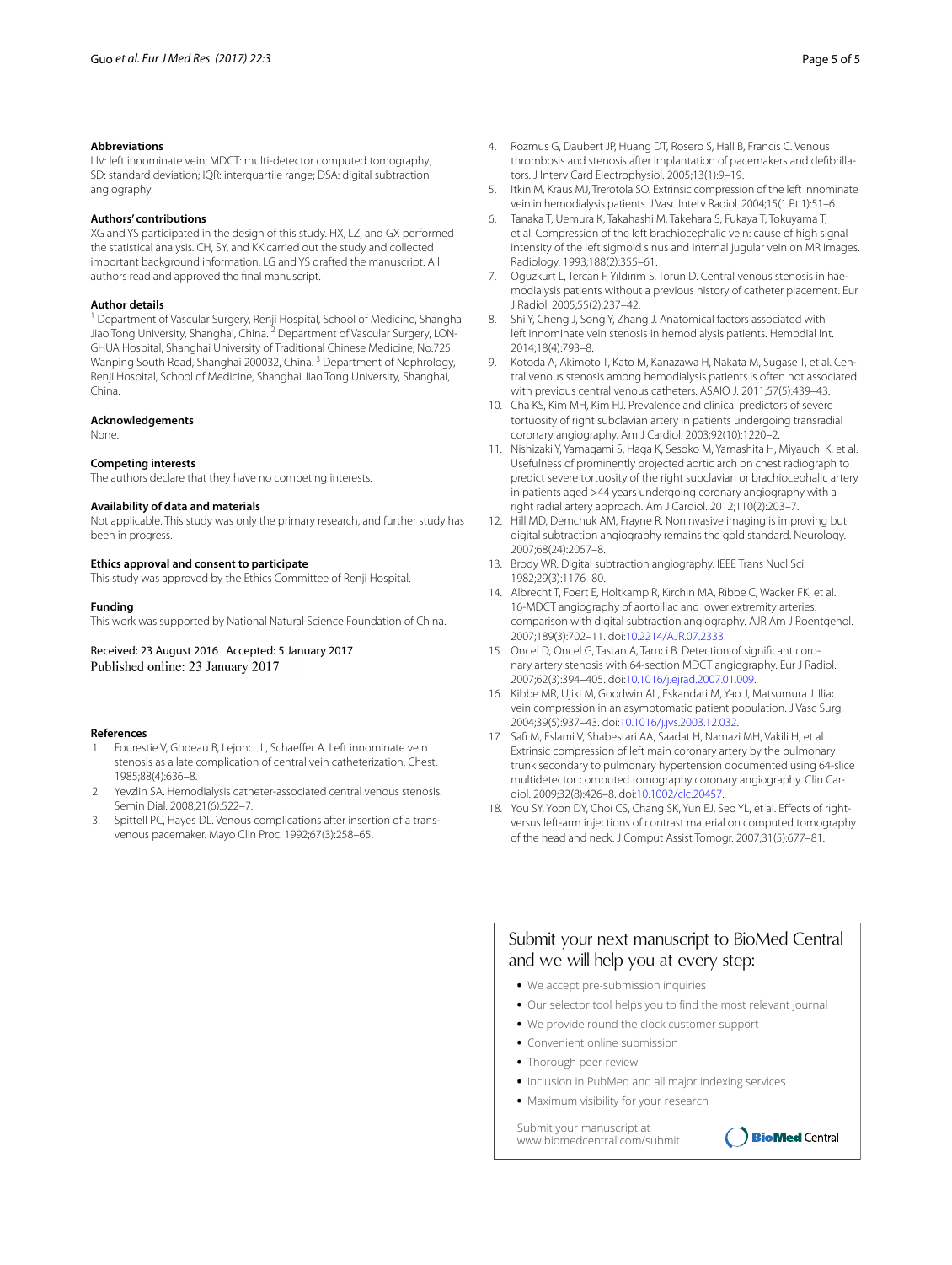### Abbreviations

LIV: left innominate vein; MDCT: multi-detector computed tomography; SD: standard deviation; IQR: interquartile range; DSA: digital subtraction angiography.

### Authors' contributions

XG and YS participated in the design of this study. HX, LZ, and GX performed the statistical analysis. CH, SY, and KK carried out the study and collected important background information. LG and YS drafted the manuscript. All authors read and approved the final manuscript.

### Author details

[1] Department of Vascular Surgery, Renji Hospital, School of Medicine, Shanghai Jiao Tong University, Shanghai, China. [2] Department of Vascular Surgery, LONGHUA Hospital, Shanghai University of Traditional Chinese Medicine, No.725 Wanping South Road, Shanghai 200032, China. [3] Department of Nephrology, Renji Hospital, School of Medicine, Shanghai Jiao Tong University, Shanghai, China.

### Acknowledgements

None.

### Competing interests

The authors declare that they have no competing interests.

### Availability of data and materials

Not applicable. This study was only the primary research, and further study has been in progress.

### Ethics approval and consent to participate

This study was approved by the Ethics Committee of Renji Hospital.

### Funding

This work was supported by National Natural Science Foundation of China.

Received: 23 August 2016   Accepted: 5 January 2017
Published online: 23 January 2017

### References

1. Fourestie V, Godeau B, Lejonc JL, Schaeffer A. Left innominate vein stenosis as a late complication of central vein catheterization. Chest. 1985;88(4):636–8.
2. Yevzlin SA. Hemodialysis catheter-associated central venous stenosis. Semin Dial. 2008;21(6):522–7.
3. Spittell PC, Hayes DL. Venous complications after insertion of a transvenous pacemaker. Mayo Clin Proc. 1992;67(3):258–65.
4. Rozmus G, Daubert JP, Huang DT, Rosero S, Hall B, Francis C. Venous thrombosis and stenosis after implantation of pacemakers and defibrillators. J Interv Card Electrophysiol. 2005;13(1):9–19.
5. Itkin M, Kraus MJ, Trerotola SO. Extrinsic compression of the left innominate vein in hemodialysis patients. J Vasc Interv Radiol. 2004;15(1 Pt 1):51–6.
6. Tanaka T, Uemura K, Takahashi M, Takehara S, Fukaya T, Tokuyama T, et al. Compression of the left brachiocephalic vein: cause of high signal intensity of the left sigmoid sinus and internal jugular vein on MR images. Radiology. 1993;188(2):355–61.
7. Oguzkurt L, Tercan F, Yıldırım S, Torun D. Central venous stenosis in haemodialysis patients without a previous history of catheter placement. Eur J Radiol. 2005;55(2):237–42.
8. Shi Y, Cheng J, Song Y, Zhang J. Anatomical factors associated with left innominate vein stenosis in hemodialysis patients. Hemodial Int. 2014;18(4):793–8.
9. Kotoda A, Akimoto T, Kato M, Kanazawa H, Nakata M, Sugase T, et al. Central venous stenosis among hemodialysis patients is often not associated with previous central venous catheters. ASAIO J. 2011;57(5):439–43.
10. Cha KS, Kim MH, Kim HJ. Prevalence and clinical predictors of severe tortuosity of right subclavian artery in patients undergoing transradial coronary angiography. Am J Cardiol. 2003;92(10):1220–2.
11. Nishizaki Y, Yamagami S, Haga K, Sesoko M, Yamashita H, Miyauchi K, et al. Usefulness of prominently projected aortic arch on chest radiograph to predict severe tortuosity of the right subclavian or brachiocephalic artery in patients aged >44 years undergoing coronary angiography with a right radial artery approach. Am J Cardiol. 2012;110(2):203–7.
12. Hill MD, Demchuk AM, Frayne R. Noninvasive imaging is improving but digital subtraction angiography remains the gold standard. Neurology. 2007;68(24):2057–8.
13. Brody WR. Digital subtraction angiography. IEEE Trans Nucl Sci. 1982;29(3):1176–80.
14. Albrecht T, Foert E, Holtkamp R, Kirchin MA, Ribbe C, Wacker FK, et al. 16-MDCT angiography of aortoiliac and lower extremity arteries: comparison with digital subtraction angiography. AJR Am J Roentgenol. 2007;189(3):702–11. doi:10.2214/AJR.07.2333.
15. Oncel D, Oncel G, Tastan A, Tamci B. Detection of significant coronary artery stenosis with 64-section MDCT angiography. Eur J Radiol. 2007;62(3):394–405. doi:10.1016/j.ejrad.2007.01.009.
16. Kibbe MR, Ujiki M, Goodwin AL, Eskandari M, Yao J, Matsumura J. Iliac vein compression in an asymptomatic patient population. J Vasc Surg. 2004;39(5):937–43. doi:10.1016/j.jvs.2003.12.032.
17. Safi M, Eslami V, Shabestari AA, Saadat H, Namazi MH, Vakili H, et al. Extrinsic compression of left main coronary artery by the pulmonary trunk secondary to pulmonary hypertension documented using 64-slice multidetector computed tomography coronary angiography. Clin Cardiol. 2009;32(8):426–8. doi:10.1002/clc.20457.
18. You SY, Yoon DY, Choi CS, Chang SK, Yun EJ, Seo YL, et al. Effects of right- versus left-arm injections of contrast material on computed tomography of the head and neck. J Comput Assist Tomogr. 2007;31(5):677–81.

Submit your next manuscript to BioMed Central and we will help you at every step:

- We accept pre-submission inquiries
- Our selector tool helps you to find the most relevant journal
- We provide round the clock customer support
- Convenient online submission
- Thorough peer review
- Inclusion in PubMed and all major indexing services
- Maximum visibility for your research

Submit your manuscript at www.biomedcentral.com/submit

BioMed Central